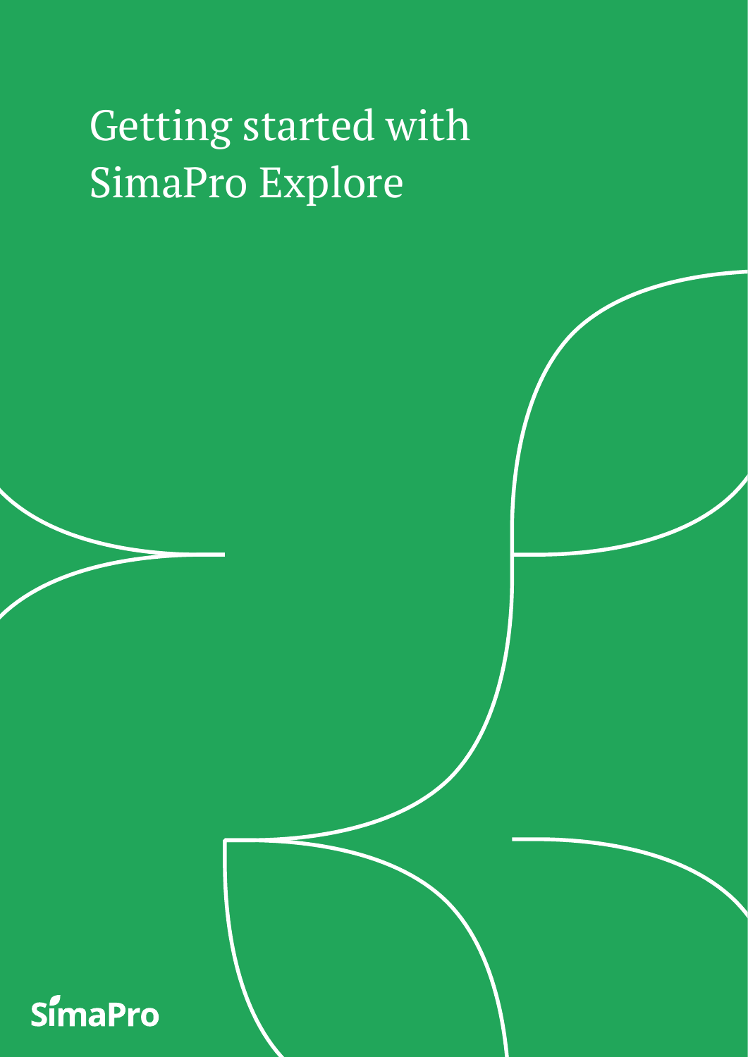# Getting started with SimaPro Explore

SimaPro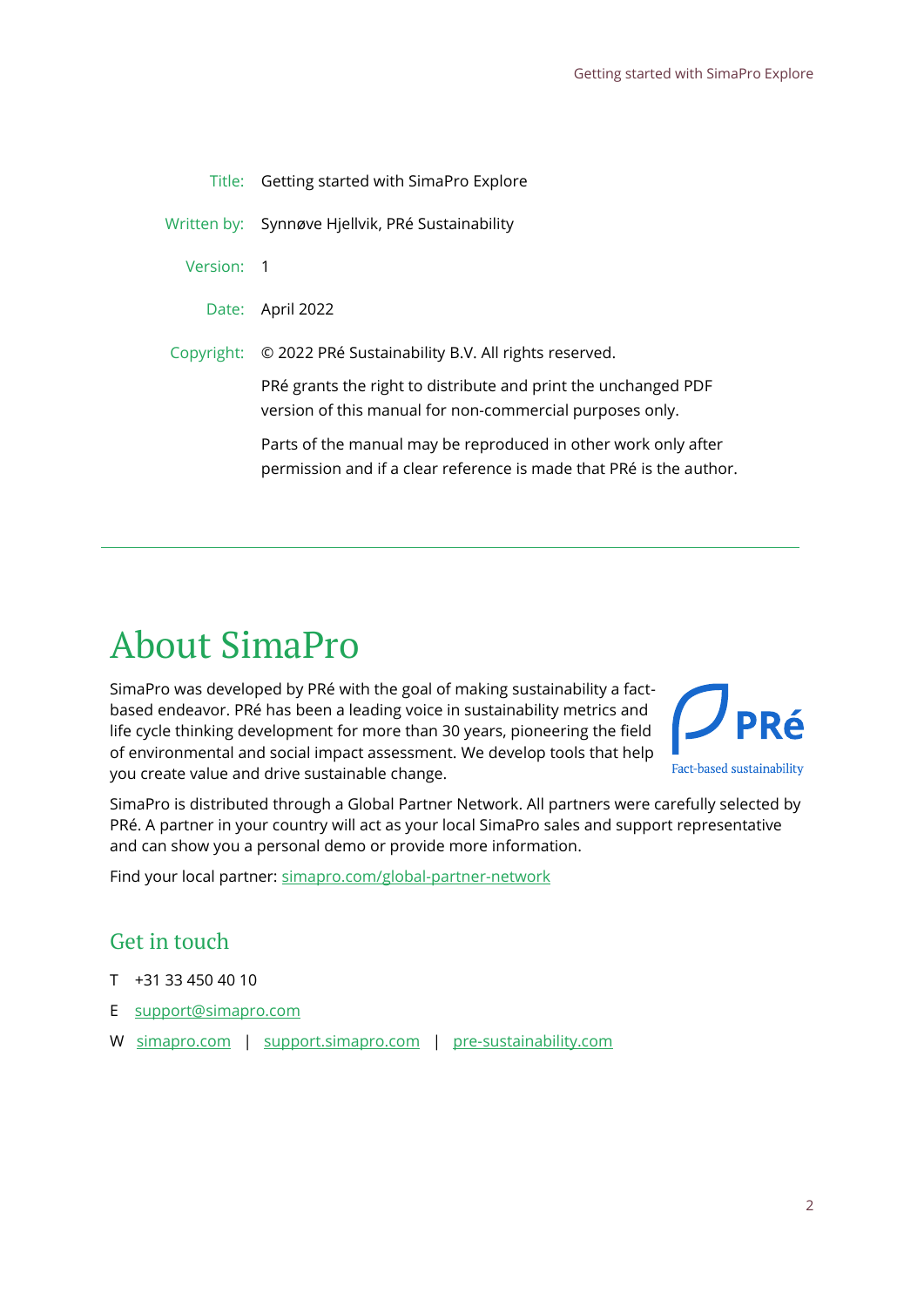Title: Getting started with SimaPro Explore

Written by: Synnøve Hjellvik, PRé Sustainability

Version: 1

Date: April 2022

Copyright: © 2022 PRé Sustainability B.V. All rights reserved.

PRé grants the right to distribute and print the unchanged PDF version of this manual for non-commercial purposes only.

Parts of the manual may be reproduced in other work only after permission and if a clear reference is made that PRé is the author.

---

# About SimaPro

SimaPro was developed by PRé with the goal of making sustainability a fact-based endeavor. PRé has been a leading voice in sustainability metrics and life cycle thinking development for more than 30 years, pioneering the field of environmental and social impact assessment. We develop tools that help you create value and drive sustainable change.

PRé
Fact-based sustainability

SimaPro is distributed through a Global Partner Network. All partners were carefully selected by PRé. A partner in your country will act as your local SimaPro sales and support representative and can show you a personal demo or provide more information.

Find your local partner: simapro.com/global-partner-network

## Get in touch

T +31 33 450 40 10

E support@simapro.com

W simapro.com | support.simapro.com | pre-sustainability.com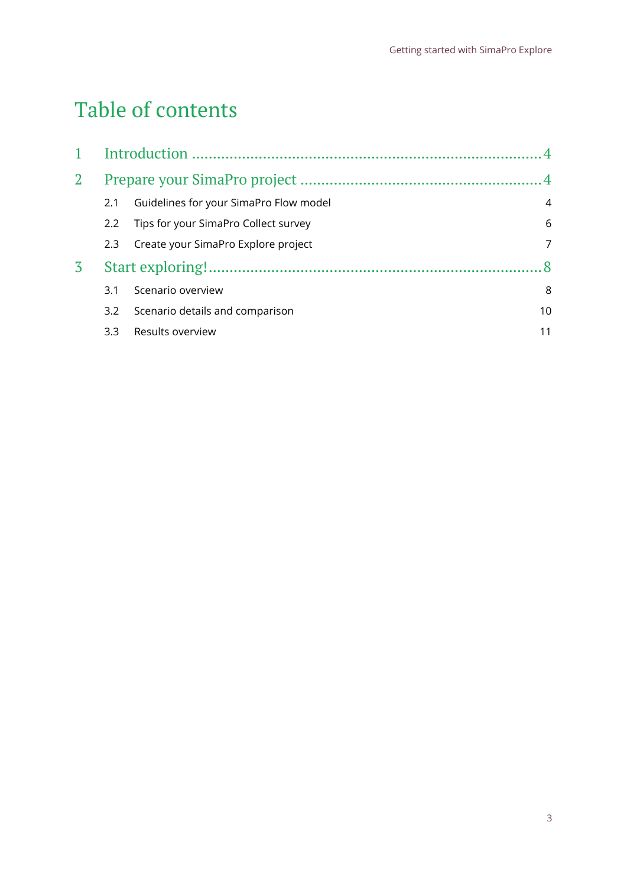# Table of contents

1 Introduction .......................................................................... 4

2 Prepare your SimaPro project .......................................................... 4

- 2.1 Guidelines for your SimaPro Flow model 4
- 2.2 Tips for your SimaPro Collect survey 6
- 2.3 Create your SimaPro Explore project 7

3 Start exploring! ....................................................................... 8

- 3.1 Scenario overview 8
- 3.2 Scenario details and comparison 10
- 3.3 Results overview 11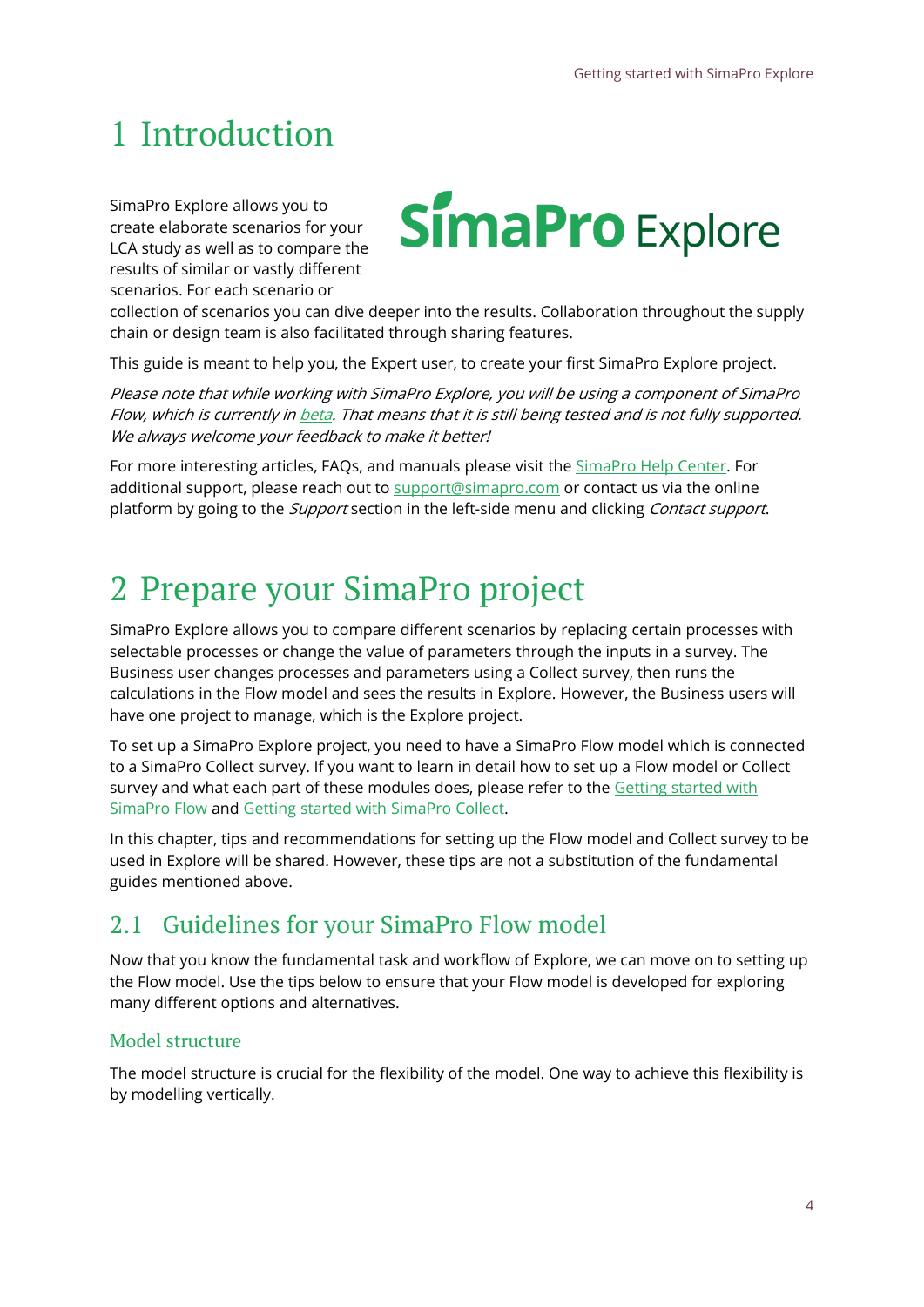# 1 Introduction

SimaPro Explore allows you to create elaborate scenarios for your LCA study as well as to compare the results of similar or vastly different scenarios. For each scenario or collection of scenarios you can dive deeper into the results. Collaboration throughout the supply chain or design team is also facilitated through sharing features.

This guide is meant to help you, the Expert user, to create your first SimaPro Explore project.

*Please note that while working with SimaPro Explore, you will be using a component of SimaPro Flow, which is currently in beta. That means that it is still being tested and is not fully supported. We always welcome your feedback to make it better!*

For more interesting articles, FAQs, and manuals please visit the SimaPro Help Center. For additional support, please reach out to support@simapro.com or contact us via the online platform by going to the *Support* section in the left-side menu and clicking *Contact support*.

# 2 Prepare your SimaPro project

SimaPro Explore allows you to compare different scenarios by replacing certain processes with selectable processes or change the value of parameters through the inputs in a survey. The Business user changes processes and parameters using a Collect survey, then runs the calculations in the Flow model and sees the results in Explore. However, the Business users will have one project to manage, which is the Explore project.

To set up a SimaPro Explore project, you need to have a SimaPro Flow model which is connected to a SimaPro Collect survey. If you want to learn in detail how to set up a Flow model or Collect survey and what each part of these modules does, please refer to the Getting started with SimaPro Flow and Getting started with SimaPro Collect.

In this chapter, tips and recommendations for setting up the Flow model and Collect survey to be used in Explore will be shared. However, these tips are not a substitution of the fundamental guides mentioned above.

## 2.1 Guidelines for your SimaPro Flow model

Now that you know the fundamental task and workflow of Explore, we can move on to setting up the Flow model. Use the tips below to ensure that your Flow model is developed for exploring many different options and alternatives.

### Model structure

The model structure is crucial for the flexibility of the model. One way to achieve this flexibility is by modelling vertically.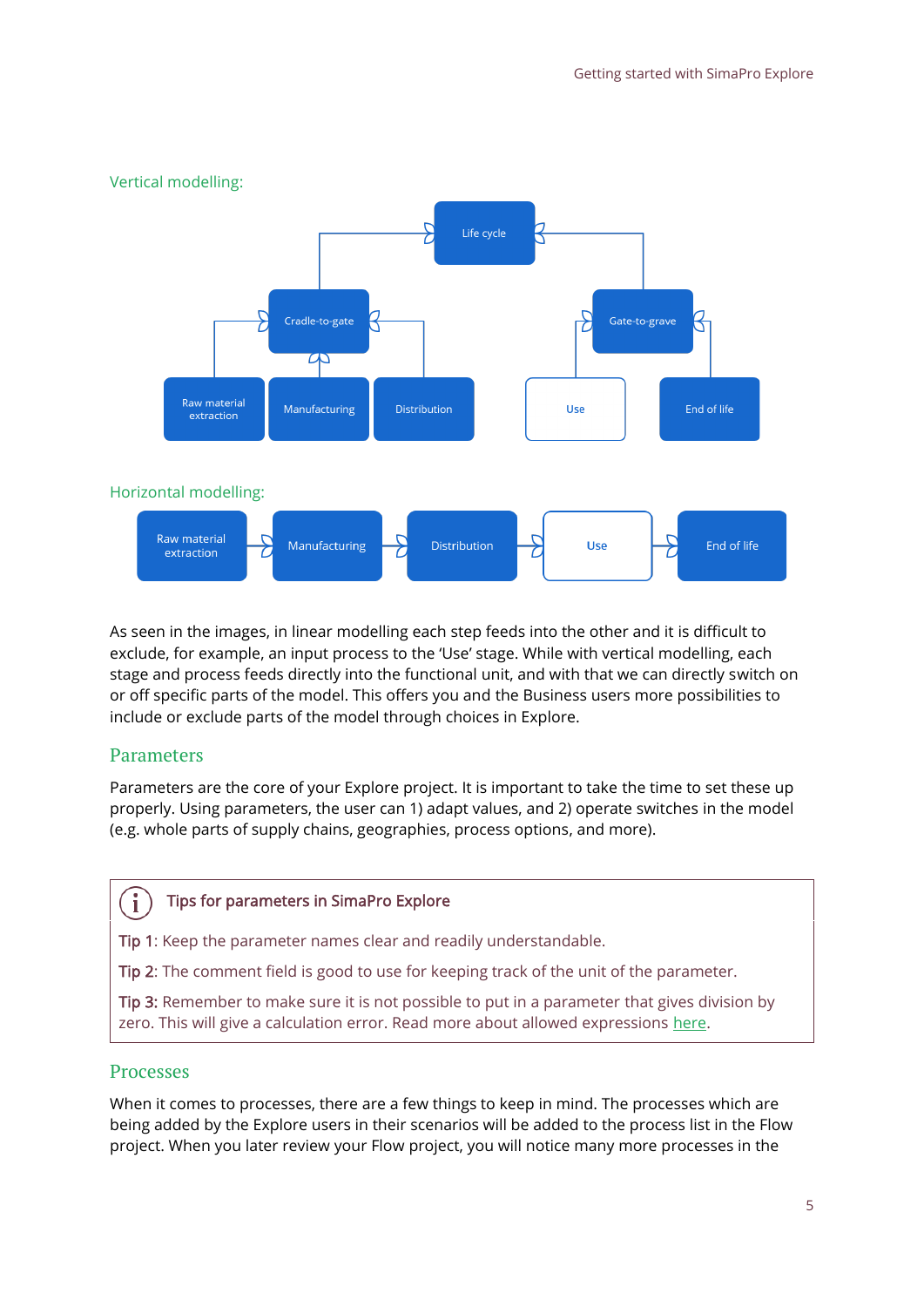Vertical modelling:

Life cycle

Cradle-to-gate

Gate-to-grave

Raw material extraction

Manufacturing

Distribution

Use

End of life

Horizontal modelling:

Raw material extraction

Manufacturing

Distribution

Use

End of life

As seen in the images, in linear modelling each step feeds into the other and it is difficult to exclude, for example, an input process to the 'Use' stage. While with vertical modelling, each stage and process feeds directly into the functional unit, and with that we can directly switch on or off specific parts of the model. This offers you and the Business users more possibilities to include or exclude parts of the model through choices in Explore.

## Parameters

Parameters are the core of your Explore project. It is important to take the time to set these up properly. Using parameters, the user can 1) adapt values, and 2) operate switches in the model (e.g. whole parts of supply chains, geographies, process options, and more).

> **Tips for parameters in SimaPro Explore**
>
> **Tip 1**: Keep the parameter names clear and readily understandable.
>
> **Tip 2**: The comment field is good to use for keeping track of the unit of the parameter.
>
> **Tip 3:** Remember to make sure it is not possible to put in a parameter that gives division by zero. This will give a calculation error. Read more about allowed expressions here.

## Processes

When it comes to processes, there are a few things to keep in mind. The processes which are being added by the Explore users in their scenarios will be added to the process list in the Flow project. When you later review your Flow project, you will notice many more processes in the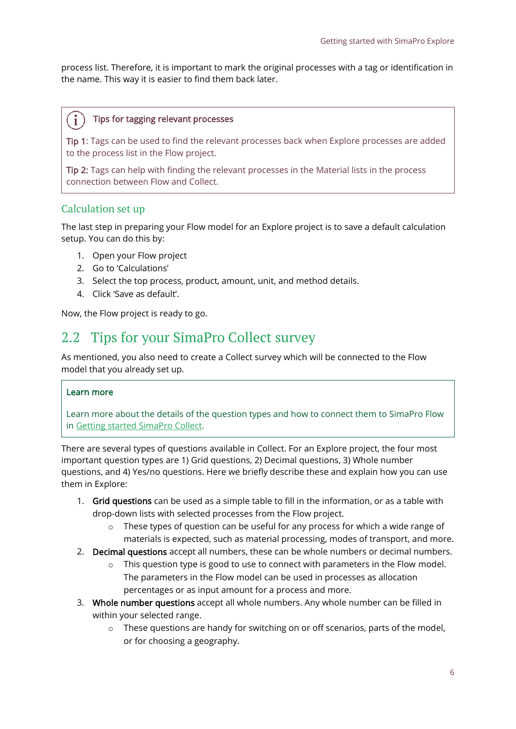process list. Therefore, it is important to mark the original processes with a tag or identification in the name. This way it is easier to find them back later.

> **Tips for tagging relevant processes**
>
> **Tip 1**: Tags can be used to find the relevant processes back when Explore processes are added to the process list in the Flow project.
>
> **Tip 2:** Tags can help with finding the relevant processes in the Material lists in the process connection between Flow and Collect.

### Calculation set up

The last step in preparing your Flow model for an Explore project is to save a default calculation setup. You can do this by:

1. Open your Flow project
2. Go to 'Calculations'
3. Select the top process, product, amount, unit, and method details.
4. Click 'Save as default'.

Now, the Flow project is ready to go.

## 2.2 Tips for your SimaPro Collect survey

As mentioned, you also need to create a Collect survey which will be connected to the Flow model that you already set up.

> **Learn more**
>
> Learn more about the details of the question types and how to connect them to SimaPro Flow in Getting started SimaPro Collect.

There are several types of questions available in Collect. For an Explore project, the four most important question types are 1) Grid questions, 2) Decimal questions, 3) Whole number questions, and 4) Yes/no questions. Here we briefly describe these and explain how you can use them in Explore:

1. **Grid questions** can be used as a simple table to fill in the information, or as a table with drop-down lists with selected processes from the Flow project.
   - These types of question can be useful for any process for which a wide range of materials is expected, such as material processing, modes of transport, and more.
2. **Decimal questions** accept all numbers, these can be whole numbers or decimal numbers.
   - This question type is good to use to connect with parameters in the Flow model. The parameters in the Flow model can be used in processes as allocation percentages or as input amount for a process and more.
3. **Whole number questions** accept all whole numbers. Any whole number can be filled in within your selected range.
   - These questions are handy for switching on or off scenarios, parts of the model, or for choosing a geography.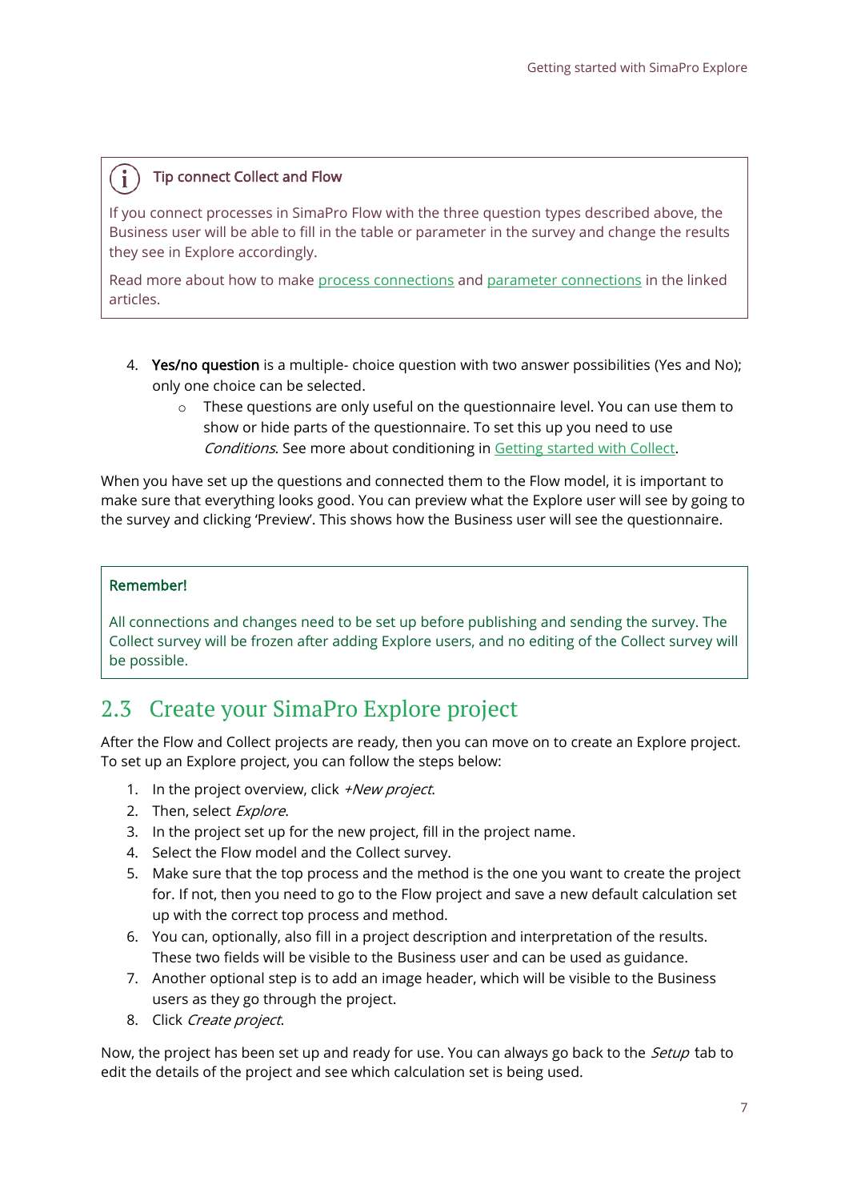**Tip connect Collect and Flow**

If you connect processes in SimaPro Flow with the three question types described above, the Business user will be able to fill in the table or parameter in the survey and change the results they see in Explore accordingly.

Read more about how to make process connections and parameter connections in the linked articles.

4. **Yes/no question** is a multiple- choice question with two answer possibilities (Yes and No); only one choice can be selected.
    - These questions are only useful on the questionnaire level. You can use them to show or hide parts of the questionnaire. To set this up you need to use *Conditions*. See more about conditioning in Getting started with Collect.

When you have set up the questions and connected them to the Flow model, it is important to make sure that everything looks good. You can preview what the Explore user will see by going to the survey and clicking 'Preview'. This shows how the Business user will see the questionnaire.

**Remember!**

All connections and changes need to be set up before publishing and sending the survey. The Collect survey will be frozen after adding Explore users, and no editing of the Collect survey will be possible.

## 2.3 Create your SimaPro Explore project

After the Flow and Collect projects are ready, then you can move on to create an Explore project. To set up an Explore project, you can follow the steps below:

1. In the project overview, click *+New project*.
2. Then, select *Explore*.
3. In the project set up for the new project, fill in the project name.
4. Select the Flow model and the Collect survey.
5. Make sure that the top process and the method is the one you want to create the project for. If not, then you need to go to the Flow project and save a new default calculation set up with the correct top process and method.
6. You can, optionally, also fill in a project description and interpretation of the results. These two fields will be visible to the Business user and can be used as guidance.
7. Another optional step is to add an image header, which will be visible to the Business users as they go through the project.
8. Click *Create project*.

Now, the project has been set up and ready for use. You can always go back to the *Setup* tab to edit the details of the project and see which calculation set is being used.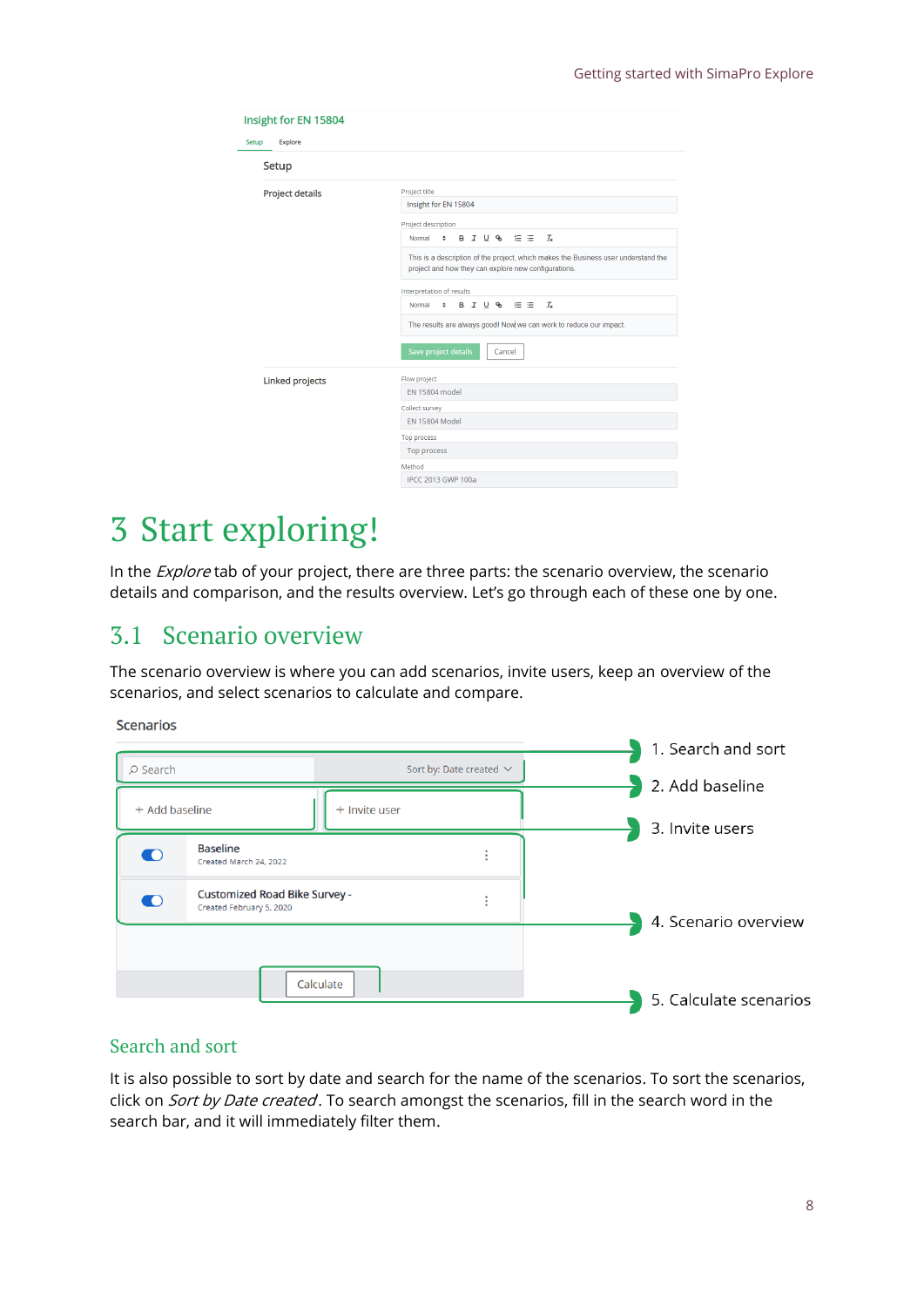# 3 Start exploring!

In the *Explore* tab of your project, there are three parts: the scenario overview, the scenario details and comparison, and the results overview. Let's go through each of these one by one.

## 3.1 Scenario overview

The scenario overview is where you can add scenarios, invite users, keep an overview of the scenarios, and select scenarios to calculate and compare.

1. Search and sort
2. Add baseline
3. Invite users
4. Scenario overview
5. Calculate scenarios

### Search and sort

It is also possible to sort by date and search for the name of the scenarios. To sort the scenarios, click on *Sort by Date created*. To search amongst the scenarios, fill in the search word in the search bar, and it will immediately filter them.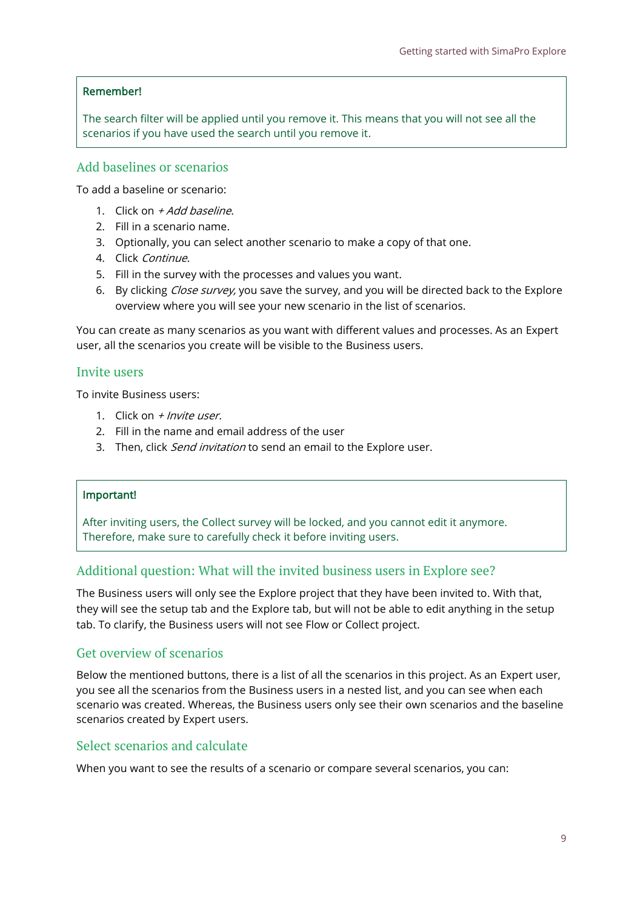> **Remember!**
>
> The search filter will be applied until you remove it. This means that you will not see all the scenarios if you have used the search until you remove it.

## Add baselines or scenarios

To add a baseline or scenario:

1. Click on *+ Add baseline*.
2. Fill in a scenario name.
3. Optionally, you can select another scenario to make a copy of that one.
4. Click *Continue*.
5. Fill in the survey with the processes and values you want.
6. By clicking *Close survey,* you save the survey, and you will be directed back to the Explore overview where you will see your new scenario in the list of scenarios.

You can create as many scenarios as you want with different values and processes. As an Expert user, all the scenarios you create will be visible to the Business users.

## Invite users

To invite Business users:

1. Click on *+ Invite user.*
2. Fill in the name and email address of the user
3. Then, click *Send invitation* to send an email to the Explore user.

> **Important!**
>
> After inviting users, the Collect survey will be locked, and you cannot edit it anymore. Therefore, make sure to carefully check it before inviting users.

## Additional question: What will the invited business users in Explore see?

The Business users will only see the Explore project that they have been invited to. With that, they will see the setup tab and the Explore tab, but will not be able to edit anything in the setup tab. To clarify, the Business users will not see Flow or Collect project.

## Get overview of scenarios

Below the mentioned buttons, there is a list of all the scenarios in this project. As an Expert user, you see all the scenarios from the Business users in a nested list, and you can see when each scenario was created. Whereas, the Business users only see their own scenarios and the baseline scenarios created by Expert users.

## Select scenarios and calculate

When you want to see the results of a scenario or compare several scenarios, you can: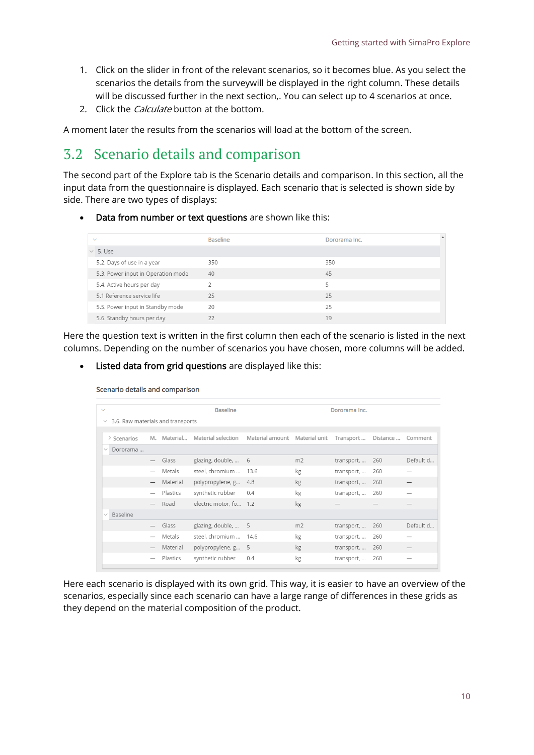1. Click on the slider in front of the relevant scenarios, so it becomes blue. As you select the scenarios the details from the surveywill be displayed in the right column. These details will be discussed further in the next section,. You can select up to 4 scenarios at once.
2. Click the *Calculate* button at the bottom.

A moment later the results from the scenarios will load at the bottom of the screen.

## 3.2 Scenario details and comparison

The second part of the Explore tab is the Scenario details and comparison. In this section, all the input data from the questionnaire is displayed. Each scenario that is selected is shown side by side. There are two types of displays:

- **Data from number or text questions** are shown like this:

| | Baseline | Dororama Inc. |
|---|---|---|
| 5. Use | | |
| 5.2. Days of use in a year | 350 | 350 |
| 5.3. Power input in Operation mode | 40 | 45 |
| 5.4. Active hours per day | 2 | 5 |
| 5.1 Reference service life | 25 | 25 |
| 5.5. Power input in Standby mode | 20 | 25 |
| 5.6. Standby hours per day | 22 | 19 |

Here the question text is written in the first column then each of the scenario is listed in the next columns. Depending on the number of scenarios you have chosen, more columns will be added.

- **Listed data from grid questions** are displayed like this:

Scenario details and comparison

| Scenarios | M.. | Material... | Material selection | Material amount | Material unit | Transport ... | Distance ... | Comment |
|---|---|---|---|---|---|---|---|---|
| 3.6. Raw materials and transports | | | | | | | | |
| Dororama ... | | | | | | | | |
| | — | Glass | glazing, double, ... | 6 | m2 | transport, ... | 260 | Default d... |
| | — | Metals | steel, chromium ... | 13.6 | kg | transport, ... | 260 | — |
| | — | Material | polypropylene, g... | 4.8 | kg | transport, ... | 260 | — |
| | — | Plastics | synthetic rubber | 0.4 | kg | transport, ... | 260 | — |
| | — | Road | electric motor, fo... | 1.2 | kg | — | — | — |
| Baseline | | | | | | | | |
| | — | Glass | glazing, double, ... | 5 | m2 | transport, ... | 260 | Default d... |
| | — | Metals | steel, chromium ... | 14.6 | kg | transport, ... | 260 | — |
| | — | Material | polypropylene, g... | 5 | kg | transport, ... | 260 | — |
| | — | Plastics | synthetic rubber | 0.4 | kg | transport, ... | 260 | — |

Here each scenario is displayed with its own grid. This way, it is easier to have an overview of the scenarios, especially since each scenario can have a large range of differences in these grids as they depend on the material composition of the product.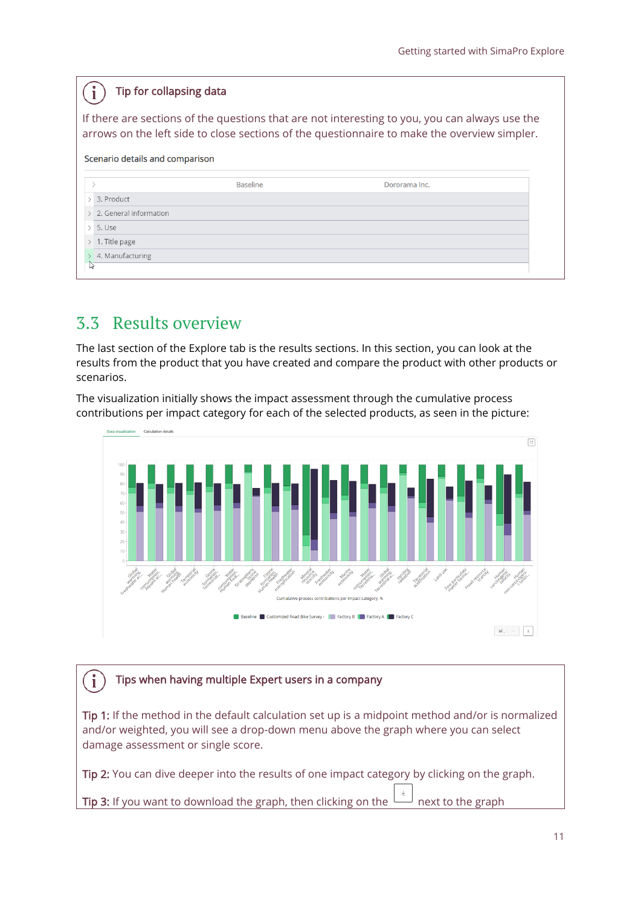> **Tip for collapsing data**
>
> If there are sections of the questions that are not interesting to you, you can always use the arrows on the left side to close sections of the questionnaire to make the overview simpler.

Scenario details and comparison

| | Baseline | Dororama Inc. |
|---|---|---|
| 3. Product | | |
| 2. General information | | |
| 5. Use | | |
| 1. Title page | | |
| 4. Manufacturing | | |

## 3.3 Results overview

The last section of the Explore tab is the results sections. In this section, you can look at the results from the product that you have created and compare the product with other products or scenarios.

The visualization initially shows the impact assessment through the cumulative process contributions per impact category for each of the selected products, as seen in the picture:

> **Tips when having multiple Expert users in a company**
>
> **Tip 1:** If the method in the default calculation set up is a midpoint method and/or is normalized and/or weighted, you will see a drop-down menu above the graph where you can select damage assessment or single score.
>
> **Tip 2:** You can dive deeper into the results of one impact category by clicking on the graph.
>
> **Tip 3:** If you want to download the graph, then clicking on the ↓ next to the graph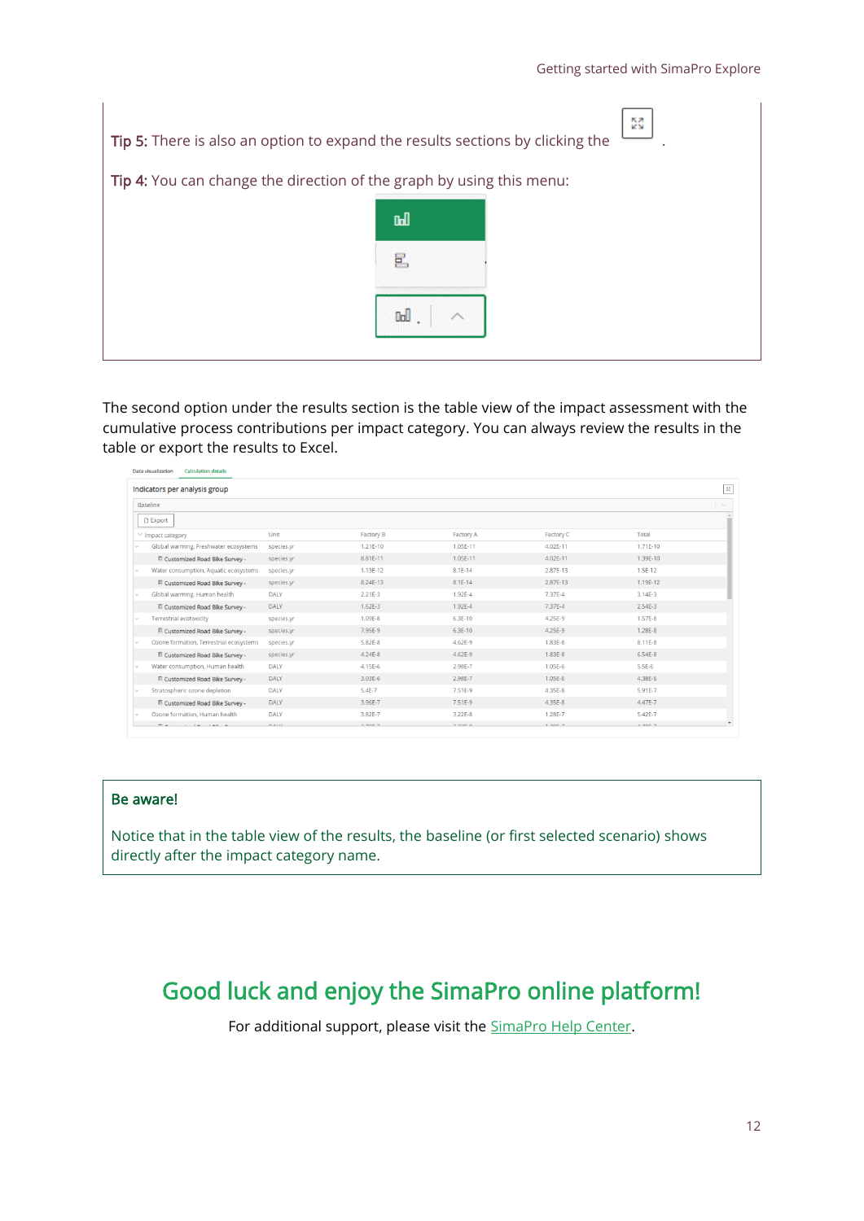**Tip 5:** There is also an option to expand the results sections by clicking the .

**Tip 4:** You can change the direction of the graph by using this menu:

The second option under the results section is the table view of the impact assessment with the cumulative process contributions per impact category. You can always review the results in the table or export the results to Excel.

Data visualization | Calculation details

Indicators per analysis group

Baseline

Export

| Impact category | Unit | Factory B | Factory A | Factory C | Total |
|---|---|---|---|---|---|
| Global warming, Freshwater ecosystems | species.yr | 1.21E-10 | 1.05E-11 | 4.02E-11 | 1.71E-10 |
| Customized Road Bike Survey - | species.yr | 8.81E-11 | 1.05E-11 | 4.02E-11 | 1.39E-10 |
| Water consumption, Aquatic ecosystems | species.yr | 1.13E-12 | 8.1E-14 | 2.87E-13 | 1.5E-12 |
| Customized Road Bike Survey - | species.yr | 8.24E-13 | 8.1E-14 | 2.87E-13 | 1.19E-12 |
| Global warming, Human health | DALY | 2.21E-3 | 1.92E-4 | 7.37E-4 | 3.14E-3 |
| Customized Road Bike Survey - | DALY | 1.62E-3 | 1.92E-4 | 7.37E-4 | 2.54E-3 |
| Terrestrial ecotoxicity | species.yr | 1.09E-8 | 6.3E-10 | 4.25E-9 | 1.57E-8 |
| Customized Road Bike Survey - | species.yr | 7.95E-9 | 6.3E-10 | 4.25E-9 | 1.28E-8 |
| Ozone formation, Terrestrial ecosystems | species.yr | 5.82E-8 | 4.62E-9 | 1.83E-8 | 8.11E-8 |
| Customized Road Bike Survey - | species.yr | 4.24E-8 | 4.62E-9 | 1.83E-8 | 6.54E-8 |
| Water consumption, Human health | DALY | 4.15E-6 | 2.98E-7 | 1.05E-6 | 5.5E-6 |
| Customized Road Bike Survey - | DALY | 3.03E-6 | 2.98E-7 | 1.05E-6 | 4.38E-6 |
| Stratospheric ozone depletion | DALY | 5.4E-7 | 7.51E-9 | 4.35E-8 | 5.91E-7 |
| Customized Road Bike Survey - | DALY | 3.96E-7 | 7.51E-9 | 4.35E-8 | 4.47E-7 |
| Ozone formation, Human health | DALY | 3.82E-7 | 3.22E-8 | 1.28E-7 | 5.42E-7 |

**Be aware!**

Notice that in the table view of the results, the baseline (or first selected scenario) shows directly after the impact category name.

## Good luck and enjoy the SimaPro online platform!

For additional support, please visit the SimaPro Help Center.